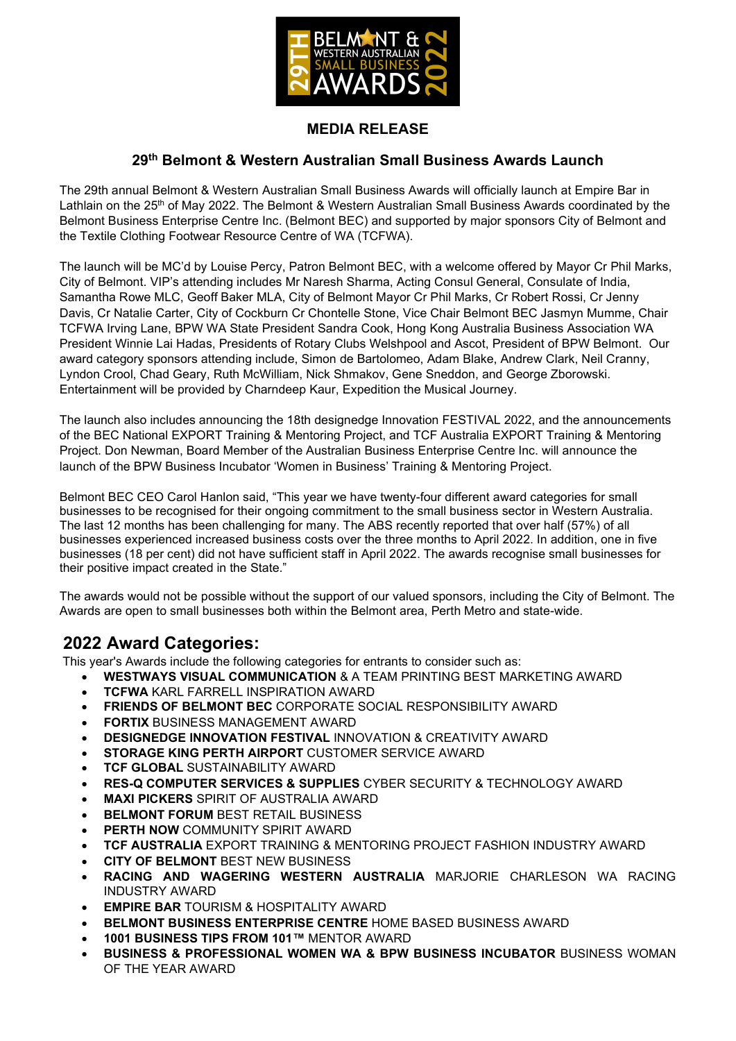# MEDIA RELEASE

## 29th Belmont & Western Australian Small Business Awards Launch

The 29th annual Belmont & Western Australian Small Business Awards will officially launch at Empire Bar in Lathlain on the 25th of May 2022. The Belmont & Western Australian Small Business Awards coordinated by the Belmont Business Enterprise Centre Inc. (Belmont BEC) and supported by major sponsors City of Belmont and the Textile Clothing Footwear Resource Centre of WA (TCFWA).

The launch will be MC'd by Louise Percy, Patron Belmont BEC, with a welcome offered by Mayor Cr Phil Marks, City of Belmont. VIP's attending includes Mr Naresh Sharma, Acting Consul General, Consulate of India, Samantha Rowe MLC, Geoff Baker MLA, City of Belmont Mayor Cr Phil Marks, Cr Robert Rossi, Cr Jenny Davis, Cr Natalie Carter, City of Cockburn Cr Chontelle Stone, Vice Chair Belmont BEC Jasmyn Mumme, Chair TCFWA Irving Lane, BPW WA State President Sandra Cook, Hong Kong Australia Business Association WA President Winnie Lai Hadas, Presidents of Rotary Clubs Welshpool and Ascot, President of BPW Belmont. Our award category sponsors attending include, Simon de Bartolomeo, Adam Blake, Andrew Clark, Neil Cranny, Lyndon Crool, Chad Geary, Ruth McWilliam, Nick Shmakov, Gene Sneddon, and George Zborowski. Entertainment will be provided by Charndeep Kaur, Expedition the Musical Journey.

The launch also includes announcing the 18th designedge Innovation FESTIVAL 2022, and the announcements of the BEC National EXPORT Training & Mentoring Project, and TCF Australia EXPORT Training & Mentoring Project. Don Newman, Board Member of the Australian Business Enterprise Centre Inc. will announce the launch of the BPW Business Incubator 'Women in Business' Training & Mentoring Project.

Belmont BEC CEO Carol Hanlon said, "This year we have twenty-four different award categories for small businesses to be recognised for their ongoing commitment to the small business sector in Western Australia. The last 12 months has been challenging for many. The ABS recently reported that over half (57%) of all businesses experienced increased business costs over the three months to April 2022. In addition, one in five businesses (18 per cent) did not have sufficient staff in April 2022. The awards recognise small businesses for their positive impact created in the State."

The awards would not be possible without the support of our valued sponsors, including the City of Belmont. The Awards are open to small businesses both within the Belmont area, Perth Metro and state-wide.

## 2022 Award Categories:

This year's Awards include the following categories for entrants to consider such as:

- **WESTWAYS VISUAL COMMUNICATION** & A TEAM PRINTING BEST MARKETING AWARD
- **TCFWA** KARL FARRELL INSPIRATION AWARD
- **FRIENDS OF BELMONT BEC** CORPORATE SOCIAL RESPONSIBILITY AWARD
- **FORTIX** BUSINESS MANAGEMENT AWARD
- **DESIGNEDGE INNOVATION FESTIVAL** INNOVATION & CREATIVITY AWARD
- **STORAGE KING PERTH AIRPORT** CUSTOMER SERVICE AWARD
- **TCF GLOBAL** SUSTAINABILITY AWARD
- **RES-Q COMPUTER SERVICES & SUPPLIES** CYBER SECURITY & TECHNOLOGY AWARD
- **MAXI PICKERS** SPIRIT OF AUSTRALIA AWARD
- **BELMONT FORUM** BEST RETAIL BUSINESS
- **PERTH NOW** COMMUNITY SPIRIT AWARD
- **TCF AUSTRALIA** EXPORT TRAINING & MENTORING PROJECT FASHION INDUSTRY AWARD
- **CITY OF BELMONT** BEST NEW BUSINESS
- **RACING AND WAGERING WESTERN AUSTRALIA** MARJORIE CHARLESON WA RACING INDUSTRY AWARD
- **EMPIRE BAR** TOURISM & HOSPITALITY AWARD
- **BELMONT BUSINESS ENTERPRISE CENTRE** HOME BASED BUSINESS AWARD
- **1001 BUSINESS TIPS FROM 101™** MENTOR AWARD
- **BUSINESS & PROFESSIONAL WOMEN WA & BPW BUSINESS INCUBATOR** BUSINESS WOMAN OF THE YEAR AWARD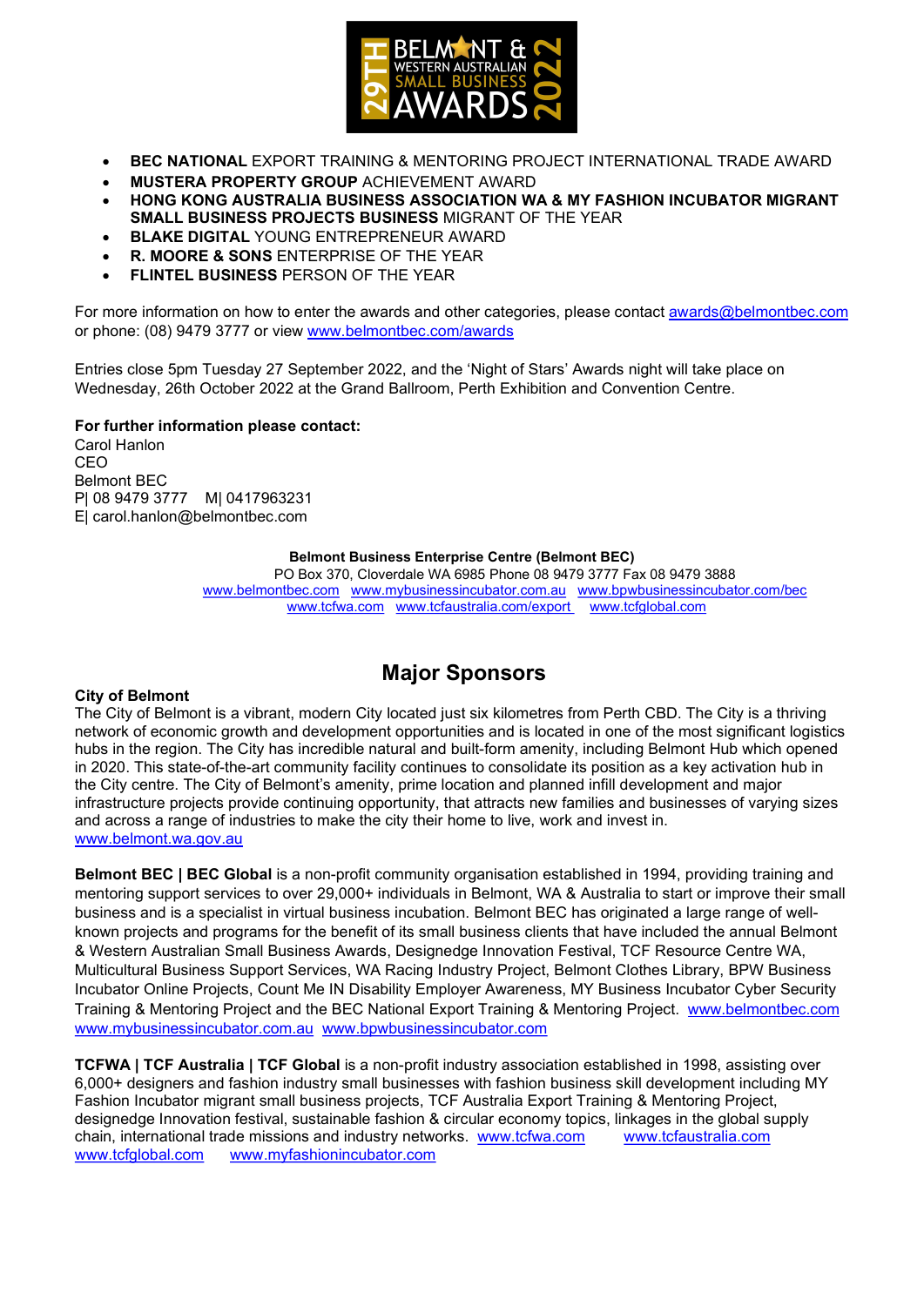- **BEC NATIONAL** EXPORT TRAINING & MENTORING PROJECT INTERNATIONAL TRADE AWARD
- **MUSTERA PROPERTY GROUP** ACHIEVEMENT AWARD
- **HONG KONG AUSTRALIA BUSINESS ASSOCIATION WA & MY FASHION INCUBATOR MIGRANT SMALL BUSINESS PROJECTS BUSINESS** MIGRANT OF THE YEAR
- **BLAKE DIGITAL** YOUNG ENTREPRENEUR AWARD
- **R. MOORE & SONS** ENTERPRISE OF THE YEAR
- **FLINTEL BUSINESS** PERSON OF THE YEAR

For more information on how to enter the awards and other categories, please contact awards@belmontbec.com or phone: (08) 9479 3777 or view www.belmontbec.com/awards

Entries close 5pm Tuesday 27 September 2022, and the 'Night of Stars' Awards night will take place on Wednesday, 26th October 2022 at the Grand Ballroom, Perth Exhibition and Convention Centre.

**For further information please contact:**
Carol Hanlon
CEO
Belmont BEC
P| 08 9479 3777 M| 0417963231
E| carol.hanlon@belmontbec.com

**Belmont Business Enterprise Centre (Belmont BEC)**
PO Box 370, Cloverdale WA 6985 Phone 08 9479 3777 Fax 08 9479 3888
www.belmontbec.com www.mybusinessincubator.com.au www.bpwbusinessincubator.com/bec
www.tcfwa.com www.tcfaustralia.com/export www.tcfglobal.com

## Major Sponsors

**City of Belmont**
The City of Belmont is a vibrant, modern City located just six kilometres from Perth CBD. The City is a thriving network of economic growth and development opportunities and is located in one of the most significant logistics hubs in the region. The City has incredible natural and built-form amenity, including Belmont Hub which opened in 2020. This state-of-the-art community facility continues to consolidate its position as a key activation hub in the City centre. The City of Belmont's amenity, prime location and planned infill development and major infrastructure projects provide continuing opportunity, that attracts new families and businesses of varying sizes and across a range of industries to make the city their home to live, work and invest in.
www.belmont.wa.gov.au

**Belmont BEC | BEC Global** is a non-profit community organisation established in 1994, providing training and mentoring support services to over 29,000+ individuals in Belmont, WA & Australia to start or improve their small business and is a specialist in virtual business incubation. Belmont BEC has originated a large range of well-known projects and programs for the benefit of its small business clients that have included the annual Belmont & Western Australian Small Business Awards, Designedge Innovation Festival, TCF Resource Centre WA, Multicultural Business Support Services, WA Racing Industry Project, Belmont Clothes Library, BPW Business Incubator Online Projects, Count Me IN Disability Employer Awareness, MY Business Incubator Cyber Security Training & Mentoring Project and the BEC National Export Training & Mentoring Project. www.belmontbec.com www.mybusinessincubator.com.au www.bpwbusinessincubator.com

**TCFWA | TCF Australia | TCF Global** is a non-profit industry association established in 1998, assisting over 6,000+ designers and fashion industry small businesses with fashion business skill development including MY Fashion Incubator migrant small business projects, TCF Australia Export Training & Mentoring Project, designedge Innovation festival, sustainable fashion & circular economy topics, linkages in the global supply chain, international trade missions and industry networks. www.tcfwa.com www.tcfaustralia.com www.tcfglobal.com www.myfashionincubator.com